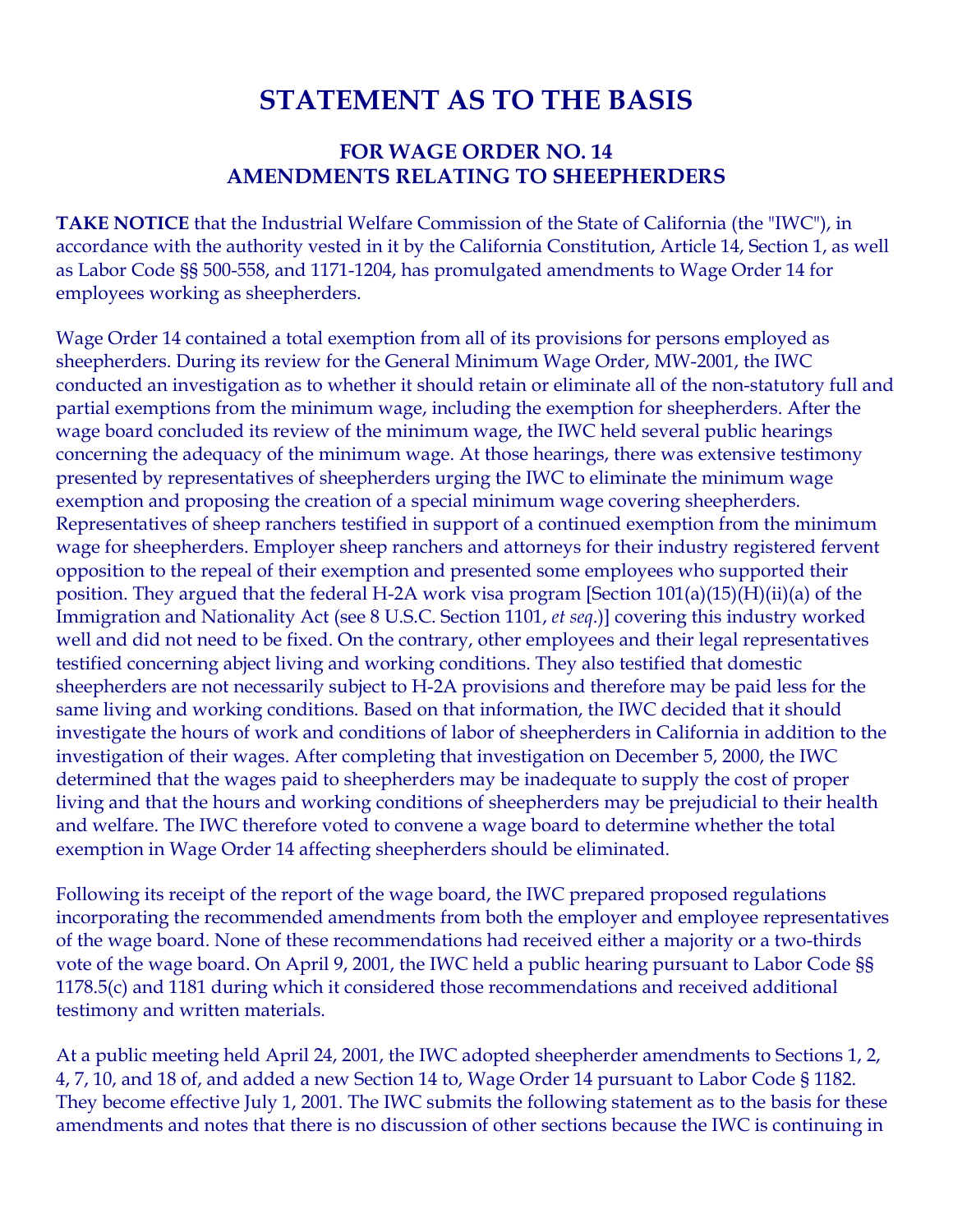# STATEMENT AS TO THE BASIS

## FOR WAGE ORDER NO. 14
## AMENDMENTS RELATING TO SHEEPHERDERS

**TAKE NOTICE** that the Industrial Welfare Commission of the State of California (the "IWC"), in accordance with the authority vested in it by the California Constitution, Article 14, Section 1, as well as Labor Code §§ 500-558, and 1171-1204, has promulgated amendments to Wage Order 14 for employees working as sheepherders.

Wage Order 14 contained a total exemption from all of its provisions for persons employed as sheepherders. During its review for the General Minimum Wage Order, MW-2001, the IWC conducted an investigation as to whether it should retain or eliminate all of the non-statutory full and partial exemptions from the minimum wage, including the exemption for sheepherders. After the wage board concluded its review of the minimum wage, the IWC held several public hearings concerning the adequacy of the minimum wage. At those hearings, there was extensive testimony presented by representatives of sheepherders urging the IWC to eliminate the minimum wage exemption and proposing the creation of a special minimum wage covering sheepherders. Representatives of sheep ranchers testified in support of a continued exemption from the minimum wage for sheepherders. Employer sheep ranchers and attorneys for their industry registered fervent opposition to the repeal of their exemption and presented some employees who supported their position. They argued that the federal H-2A work visa program [Section 101(a)(15)(H)(ii)(a) of the Immigration and Nationality Act (see 8 U.S.C. Section 1101, *et seq.*)] covering this industry worked well and did not need to be fixed. On the contrary, other employees and their legal representatives testified concerning abject living and working conditions. They also testified that domestic sheepherders are not necessarily subject to H-2A provisions and therefore may be paid less for the same living and working conditions. Based on that information, the IWC decided that it should investigate the hours of work and conditions of labor of sheepherders in California in addition to the investigation of their wages. After completing that investigation on December 5, 2000, the IWC determined that the wages paid to sheepherders may be inadequate to supply the cost of proper living and that the hours and working conditions of sheepherders may be prejudicial to their health and welfare. The IWC therefore voted to convene a wage board to determine whether the total exemption in Wage Order 14 affecting sheepherders should be eliminated.

Following its receipt of the report of the wage board, the IWC prepared proposed regulations incorporating the recommended amendments from both the employer and employee representatives of the wage board. None of these recommendations had received either a majority or a two-thirds vote of the wage board. On April 9, 2001, the IWC held a public hearing pursuant to Labor Code §§ 1178.5(c) and 1181 during which it considered those recommendations and received additional testimony and written materials.

At a public meeting held April 24, 2001, the IWC adopted sheepherder amendments to Sections 1, 2, 4, 7, 10, and 18 of, and added a new Section 14 to, Wage Order 14 pursuant to Labor Code § 1182. They become effective July 1, 2001. The IWC submits the following statement as to the basis for these amendments and notes that there is no discussion of other sections because the IWC is continuing in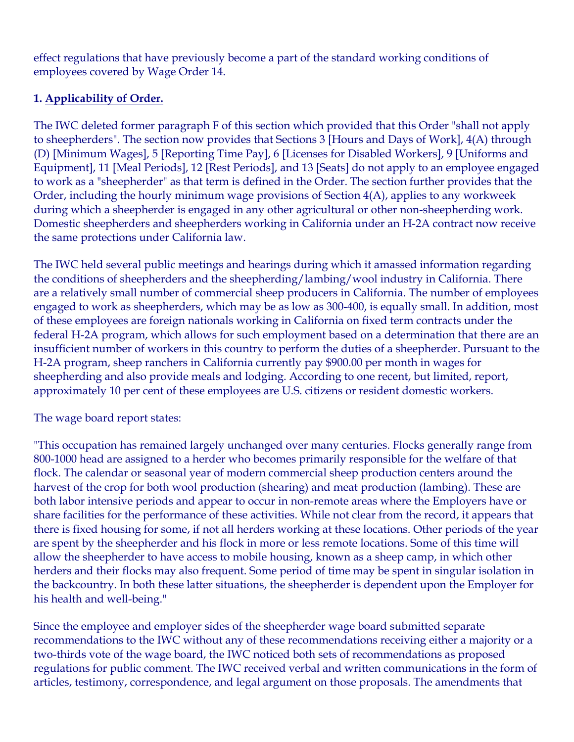effect regulations that have previously become a part of the standard working conditions of employees covered by Wage Order 14.

**1. Applicability of Order.**

The IWC deleted former paragraph F of this section which provided that this Order "shall not apply to sheepherders". The section now provides that Sections 3 [Hours and Days of Work], 4(A) through (D) [Minimum Wages], 5 [Reporting Time Pay], 6 [Licenses for Disabled Workers], 9 [Uniforms and Equipment], 11 [Meal Periods], 12 [Rest Periods], and 13 [Seats] do not apply to an employee engaged to work as a "sheepherder" as that term is defined in the Order. The section further provides that the Order, including the hourly minimum wage provisions of Section 4(A), applies to any workweek during which a sheepherder is engaged in any other agricultural or other non-sheepherding work. Domestic sheepherders and sheepherders working in California under an H-2A contract now receive the same protections under California law.

The IWC held several public meetings and hearings during which it amassed information regarding the conditions of sheepherders and the sheepherding/lambing/wool industry in California. There are a relatively small number of commercial sheep producers in California. The number of employees engaged to work as sheepherders, which may be as low as 300-400, is equally small. In addition, most of these employees are foreign nationals working in California on fixed term contracts under the federal H-2A program, which allows for such employment based on a determination that there are an insufficient number of workers in this country to perform the duties of a sheepherder. Pursuant to the H-2A program, sheep ranchers in California currently pay $900.00 per month in wages for sheepherding and also provide meals and lodging. According to one recent, but limited, report, approximately 10 per cent of these employees are U.S. citizens or resident domestic workers.

The wage board report states:

"This occupation has remained largely unchanged over many centuries. Flocks generally range from 800-1000 head are assigned to a herder who becomes primarily responsible for the welfare of that flock. The calendar or seasonal year of modern commercial sheep production centers around the harvest of the crop for both wool production (shearing) and meat production (lambing). These are both labor intensive periods and appear to occur in non-remote areas where the Employers have or share facilities for the performance of these activities. While not clear from the record, it appears that there is fixed housing for some, if not all herders working at these locations. Other periods of the year are spent by the sheepherder and his flock in more or less remote locations. Some of this time will allow the sheepherder to have access to mobile housing, known as a sheep camp, in which other herders and their flocks may also frequent. Some period of time may be spent in singular isolation in the backcountry. In both these latter situations, the sheepherder is dependent upon the Employer for his health and well-being."

Since the employee and employer sides of the sheepherder wage board submitted separate recommendations to the IWC without any of these recommendations receiving either a majority or a two-thirds vote of the wage board, the IWC noticed both sets of recommendations as proposed regulations for public comment. The IWC received verbal and written communications in the form of articles, testimony, correspondence, and legal argument on those proposals. The amendments that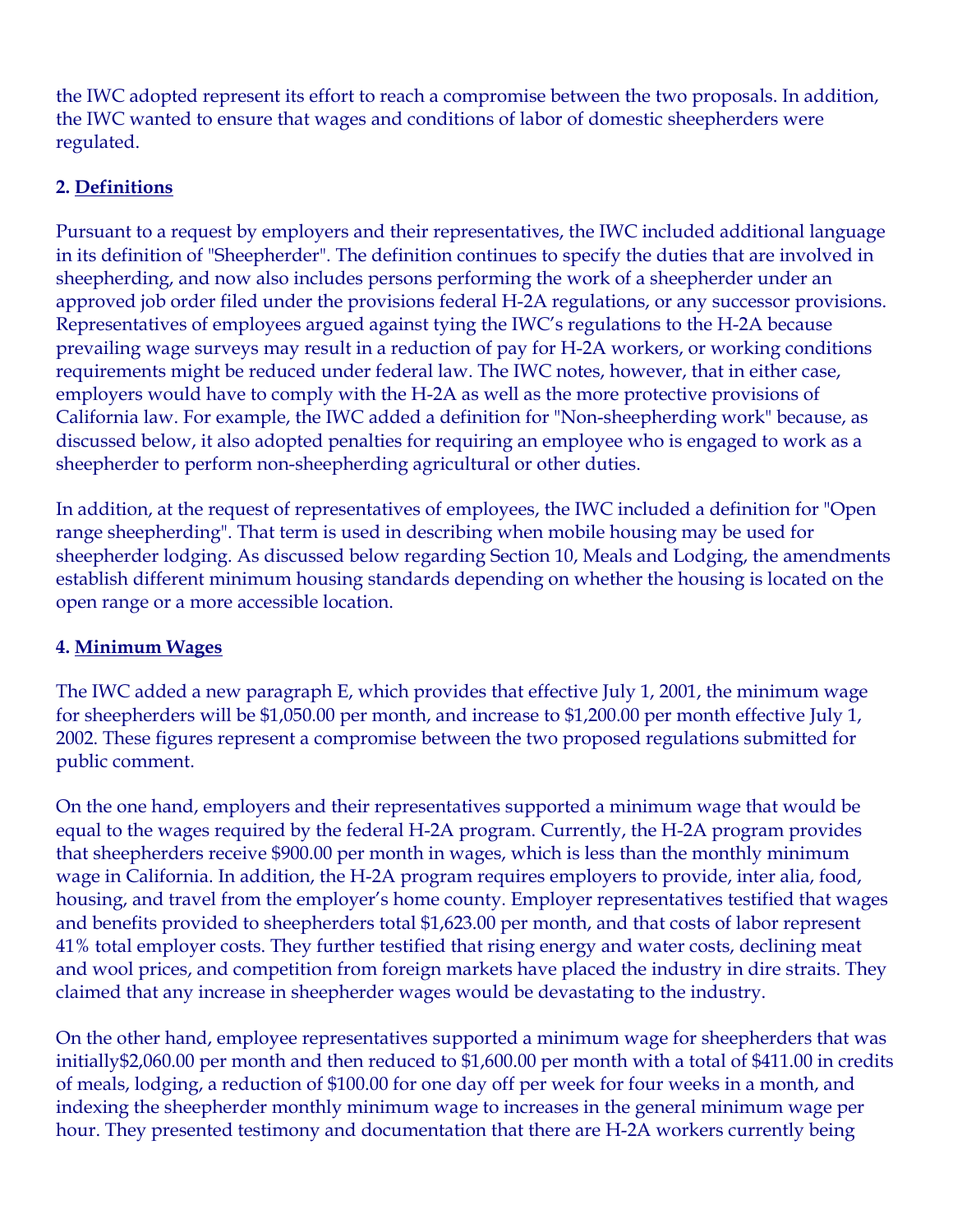the IWC adopted represent its effort to reach a compromise between the two proposals. In addition, the IWC wanted to ensure that wages and conditions of labor of domestic sheepherders were regulated.

**2. Definitions**

Pursuant to a request by employers and their representatives, the IWC included additional language in its definition of "Sheepherder". The definition continues to specify the duties that are involved in sheepherding, and now also includes persons performing the work of a sheepherder under an approved job order filed under the provisions federal H-2A regulations, or any successor provisions. Representatives of employees argued against tying the IWC's regulations to the H-2A because prevailing wage surveys may result in a reduction of pay for H-2A workers, or working conditions requirements might be reduced under federal law. The IWC notes, however, that in either case, employers would have to comply with the H-2A as well as the more protective provisions of California law. For example, the IWC added a definition for "Non-sheepherding work" because, as discussed below, it also adopted penalties for requiring an employee who is engaged to work as a sheepherder to perform non-sheepherding agricultural or other duties.

In addition, at the request of representatives of employees, the IWC included a definition for "Open range sheepherding". That term is used in describing when mobile housing may be used for sheepherder lodging. As discussed below regarding Section 10, Meals and Lodging, the amendments establish different minimum housing standards depending on whether the housing is located on the open range or a more accessible location.

**4. Minimum Wages**

The IWC added a new paragraph E, which provides that effective July 1, 2001, the minimum wage for sheepherders will be $1,050.00 per month, and increase to $1,200.00 per month effective July 1, 2002. These figures represent a compromise between the two proposed regulations submitted for public comment.

On the one hand, employers and their representatives supported a minimum wage that would be equal to the wages required by the federal H-2A program. Currently, the H-2A program provides that sheepherders receive $900.00 per month in wages, which is less than the monthly minimum wage in California. In addition, the H-2A program requires employers to provide, inter alia, food, housing, and travel from the employer's home county. Employer representatives testified that wages and benefits provided to sheepherders total $1,623.00 per month, and that costs of labor represent 41% total employer costs. They further testified that rising energy and water costs, declining meat and wool prices, and competition from foreign markets have placed the industry in dire straits. They claimed that any increase in sheepherder wages would be devastating to the industry.

On the other hand, employee representatives supported a minimum wage for sheepherders that was initially$2,060.00 per month and then reduced to $1,600.00 per month with a total of $411.00 in credits of meals, lodging, a reduction of $100.00 for one day off per week for four weeks in a month, and indexing the sheepherder monthly minimum wage to increases in the general minimum wage per hour. They presented testimony and documentation that there are H-2A workers currently being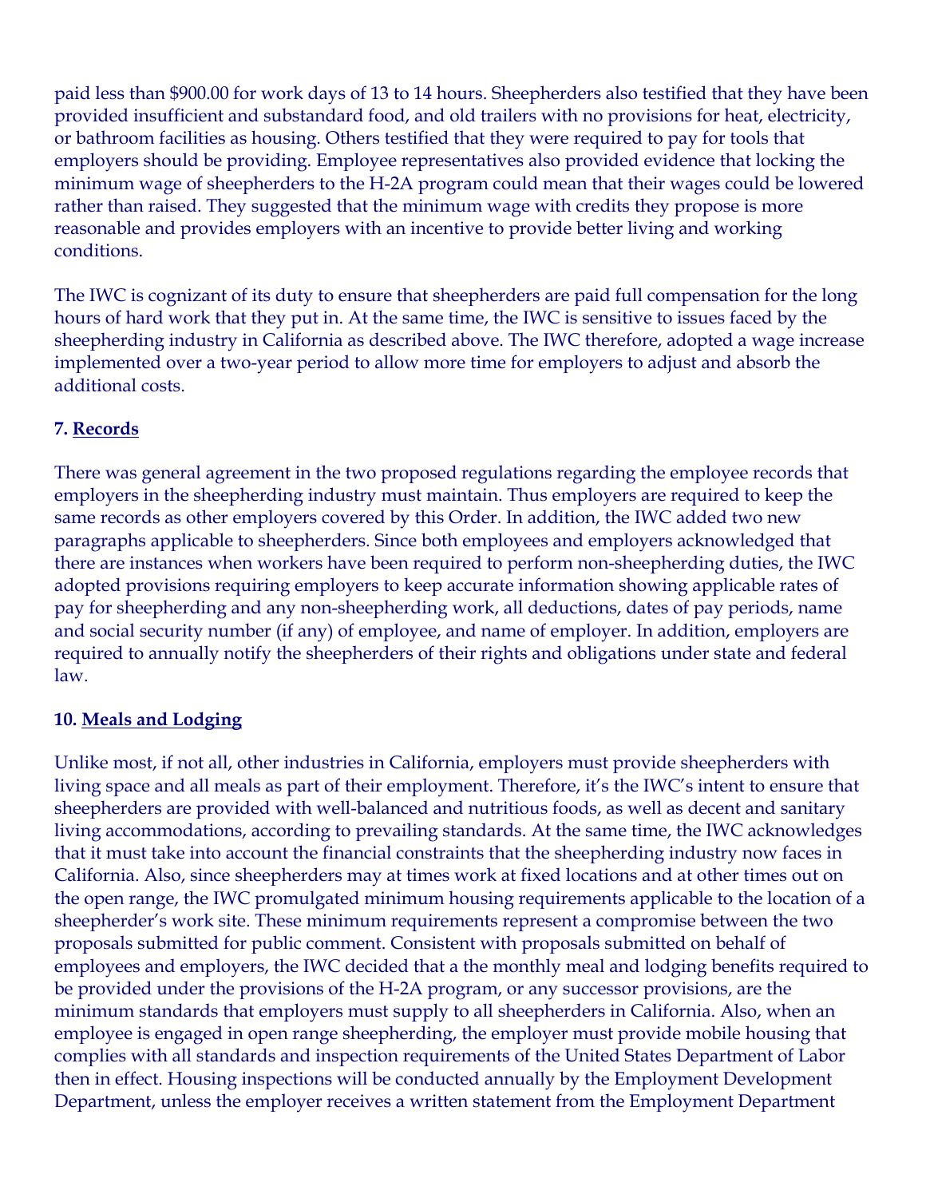paid less than $900.00 for work days of 13 to 14 hours. Sheepherders also testified that they have been provided insufficient and substandard food, and old trailers with no provisions for heat, electricity, or bathroom facilities as housing. Others testified that they were required to pay for tools that employers should be providing. Employee representatives also provided evidence that locking the minimum wage of sheepherders to the H-2A program could mean that their wages could be lowered rather than raised. They suggested that the minimum wage with credits they propose is more reasonable and provides employers with an incentive to provide better living and working conditions.

The IWC is cognizant of its duty to ensure that sheepherders are paid full compensation for the long hours of hard work that they put in. At the same time, the IWC is sensitive to issues faced by the sheepherding industry in California as described above. The IWC therefore, adopted a wage increase implemented over a two-year period to allow more time for employers to adjust and absorb the additional costs.

**7. Records**

There was general agreement in the two proposed regulations regarding the employee records that employers in the sheepherding industry must maintain. Thus employers are required to keep the same records as other employers covered by this Order. In addition, the IWC added two new paragraphs applicable to sheepherders. Since both employees and employers acknowledged that there are instances when workers have been required to perform non-sheepherding duties, the IWC adopted provisions requiring employers to keep accurate information showing applicable rates of pay for sheepherding and any non-sheepherding work, all deductions, dates of pay periods, name and social security number (if any) of employee, and name of employer. In addition, employers are required to annually notify the sheepherders of their rights and obligations under state and federal law.

**10. Meals and Lodging**

Unlike most, if not all, other industries in California, employers must provide sheepherders with living space and all meals as part of their employment. Therefore, it's the IWC's intent to ensure that sheepherders are provided with well-balanced and nutritious foods, as well as decent and sanitary living accommodations, according to prevailing standards. At the same time, the IWC acknowledges that it must take into account the financial constraints that the sheepherding industry now faces in California. Also, since sheepherders may at times work at fixed locations and at other times out on the open range, the IWC promulgated minimum housing requirements applicable to the location of a sheepherder's work site. These minimum requirements represent a compromise between the two proposals submitted for public comment. Consistent with proposals submitted on behalf of employees and employers, the IWC decided that a the monthly meal and lodging benefits required to be provided under the provisions of the H-2A program, or any successor provisions, are the minimum standards that employers must supply to all sheepherders in California. Also, when an employee is engaged in open range sheepherding, the employer must provide mobile housing that complies with all standards and inspection requirements of the United States Department of Labor then in effect. Housing inspections will be conducted annually by the Employment Development Department, unless the employer receives a written statement from the Employment Department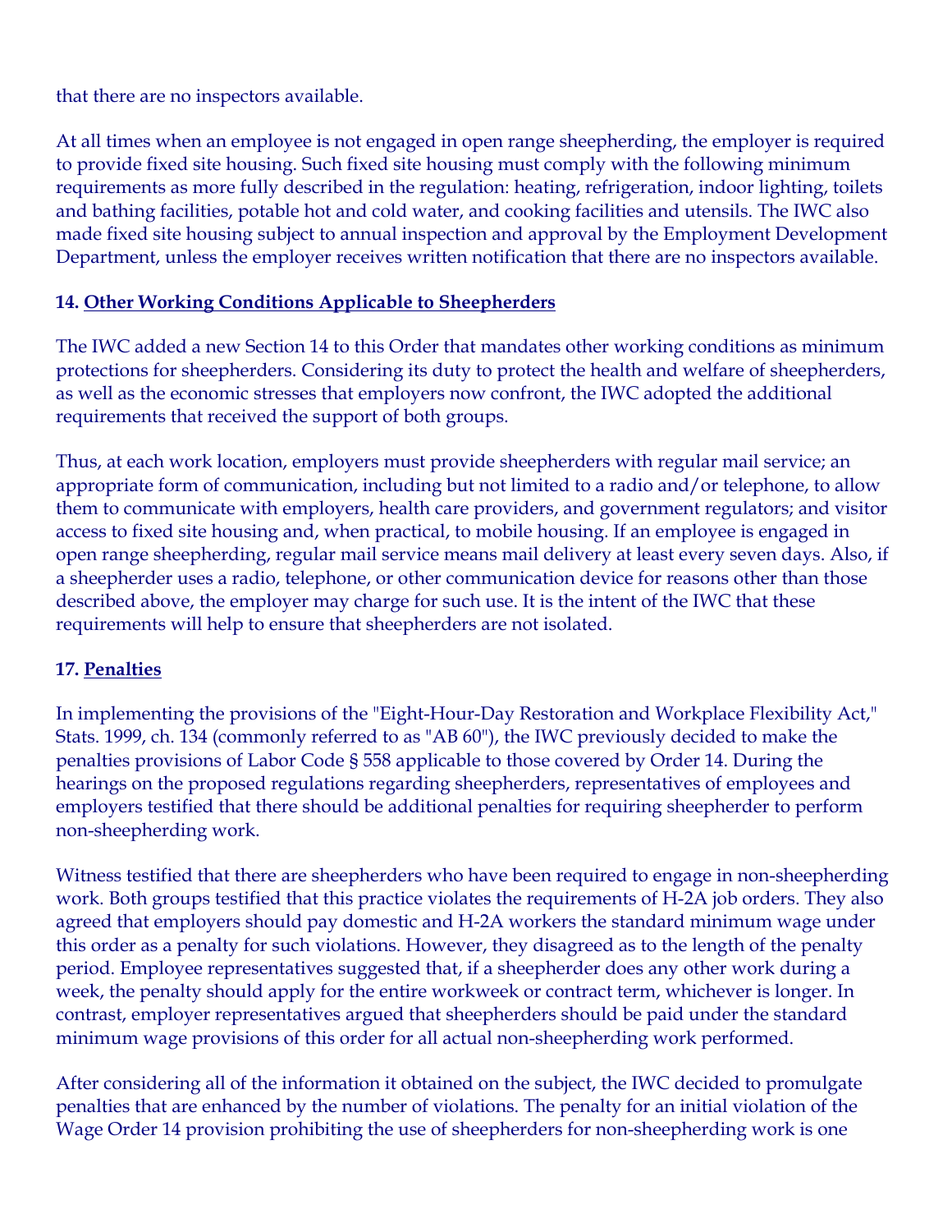that there are no inspectors available.

At all times when an employee is not engaged in open range sheepherding, the employer is required to provide fixed site housing. Such fixed site housing must comply with the following minimum requirements as more fully described in the regulation: heating, refrigeration, indoor lighting, toilets and bathing facilities, potable hot and cold water, and cooking facilities and utensils. The IWC also made fixed site housing subject to annual inspection and approval by the Employment Development Department, unless the employer receives written notification that there are no inspectors available.

**14. Other Working Conditions Applicable to Sheepherders**

The IWC added a new Section 14 to this Order that mandates other working conditions as minimum protections for sheepherders. Considering its duty to protect the health and welfare of sheepherders, as well as the economic stresses that employers now confront, the IWC adopted the additional requirements that received the support of both groups.

Thus, at each work location, employers must provide sheepherders with regular mail service; an appropriate form of communication, including but not limited to a radio and/or telephone, to allow them to communicate with employers, health care providers, and government regulators; and visitor access to fixed site housing and, when practical, to mobile housing. If an employee is engaged in open range sheepherding, regular mail service means mail delivery at least every seven days. Also, if a sheepherder uses a radio, telephone, or other communication device for reasons other than those described above, the employer may charge for such use. It is the intent of the IWC that these requirements will help to ensure that sheepherders are not isolated.

**17. Penalties**

In implementing the provisions of the "Eight-Hour-Day Restoration and Workplace Flexibility Act," Stats. 1999, ch. 134 (commonly referred to as "AB 60"), the IWC previously decided to make the penalties provisions of Labor Code § 558 applicable to those covered by Order 14. During the hearings on the proposed regulations regarding sheepherders, representatives of employees and employers testified that there should be additional penalties for requiring sheepherder to perform non-sheepherding work.

Witness testified that there are sheepherders who have been required to engage in non-sheepherding work. Both groups testified that this practice violates the requirements of H-2A job orders. They also agreed that employers should pay domestic and H-2A workers the standard minimum wage under this order as a penalty for such violations. However, they disagreed as to the length of the penalty period. Employee representatives suggested that, if a sheepherder does any other work during a week, the penalty should apply for the entire workweek or contract term, whichever is longer. In contrast, employer representatives argued that sheepherders should be paid under the standard minimum wage provisions of this order for all actual non-sheepherding work performed.

After considering all of the information it obtained on the subject, the IWC decided to promulgate penalties that are enhanced by the number of violations. The penalty for an initial violation of the Wage Order 14 provision prohibiting the use of sheepherders for non-sheepherding work is one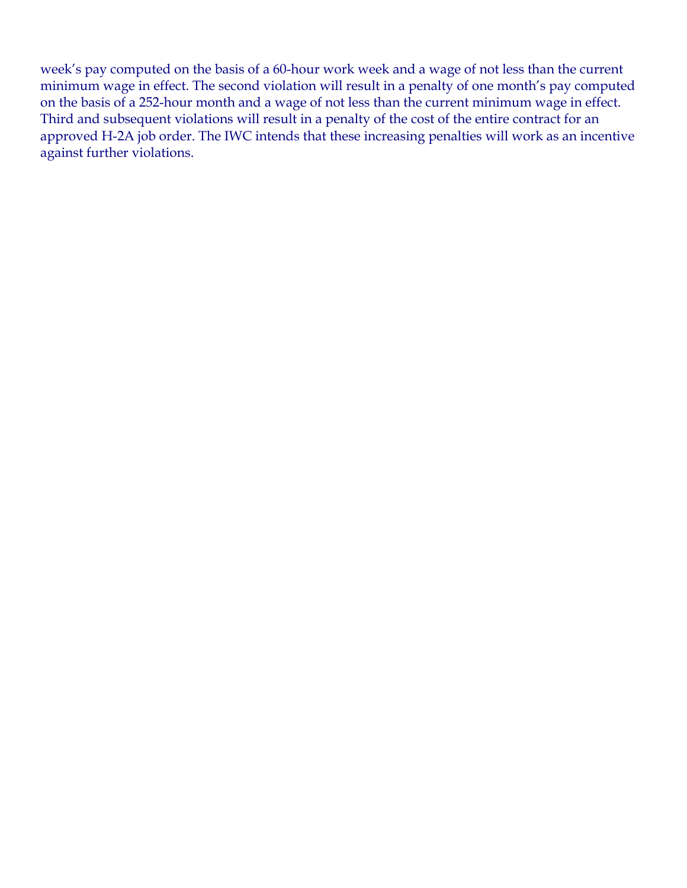week's pay computed on the basis of a 60-hour work week and a wage of not less than the current minimum wage in effect. The second violation will result in a penalty of one month's pay computed on the basis of a 252-hour month and a wage of not less than the current minimum wage in effect. Third and subsequent violations will result in a penalty of the cost of the entire contract for an approved H-2A job order. The IWC intends that these increasing penalties will work as an incentive against further violations.